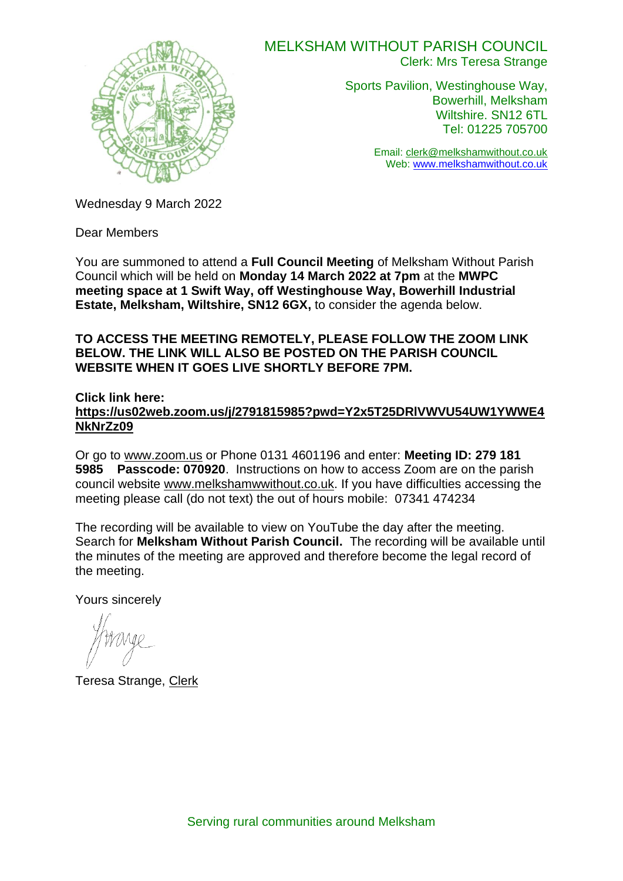MELKSHAM WITHOUT PARISH COUNCIL
Clerk: Mrs Teresa Strange

Sports Pavilion, Westinghouse Way,
Bowerhill, Melksham
Wiltshire. SN12 6TL
Tel: 01225 705700

Email: clerk@melkshamwithout.co.uk
Web: www.melkshamwithout.co.uk

Wednesday 9 March 2022

Dear Members

You are summoned to attend a **Full Council Meeting** of Melksham Without Parish Council which will be held on **Monday 14 March 2022 at 7pm** at the **MWPC meeting space at 1 Swift Way, off Westinghouse Way, Bowerhill Industrial Estate, Melksham, Wiltshire, SN12 6GX,** to consider the agenda below.

**TO ACCESS THE MEETING REMOTELY, PLEASE FOLLOW THE ZOOM LINK BELOW. THE LINK WILL ALSO BE POSTED ON THE PARISH COUNCIL WEBSITE WHEN IT GOES LIVE SHORTLY BEFORE 7PM.**

**Click link here:**
**https://us02web.zoom.us/j/2791815985?pwd=Y2x5T25DRlVWVU54UW1YWWE4NkNrZz09**

Or go to www.zoom.us or Phone 0131 4601196 and enter: **Meeting ID: 279 181 5985 Passcode: 070920**. Instructions on how to access Zoom are on the parish council website www.melkshamwwithout.co.uk. If you have difficulties accessing the meeting please call (do not text) the out of hours mobile: 07341 474234

The recording will be available to view on YouTube the day after the meeting. Search for **Melksham Without Parish Council.** The recording will be available until the minutes of the meeting are approved and therefore become the legal record of the meeting.

Yours sincerely

Teresa Strange, Clerk

Serving rural communities around Melksham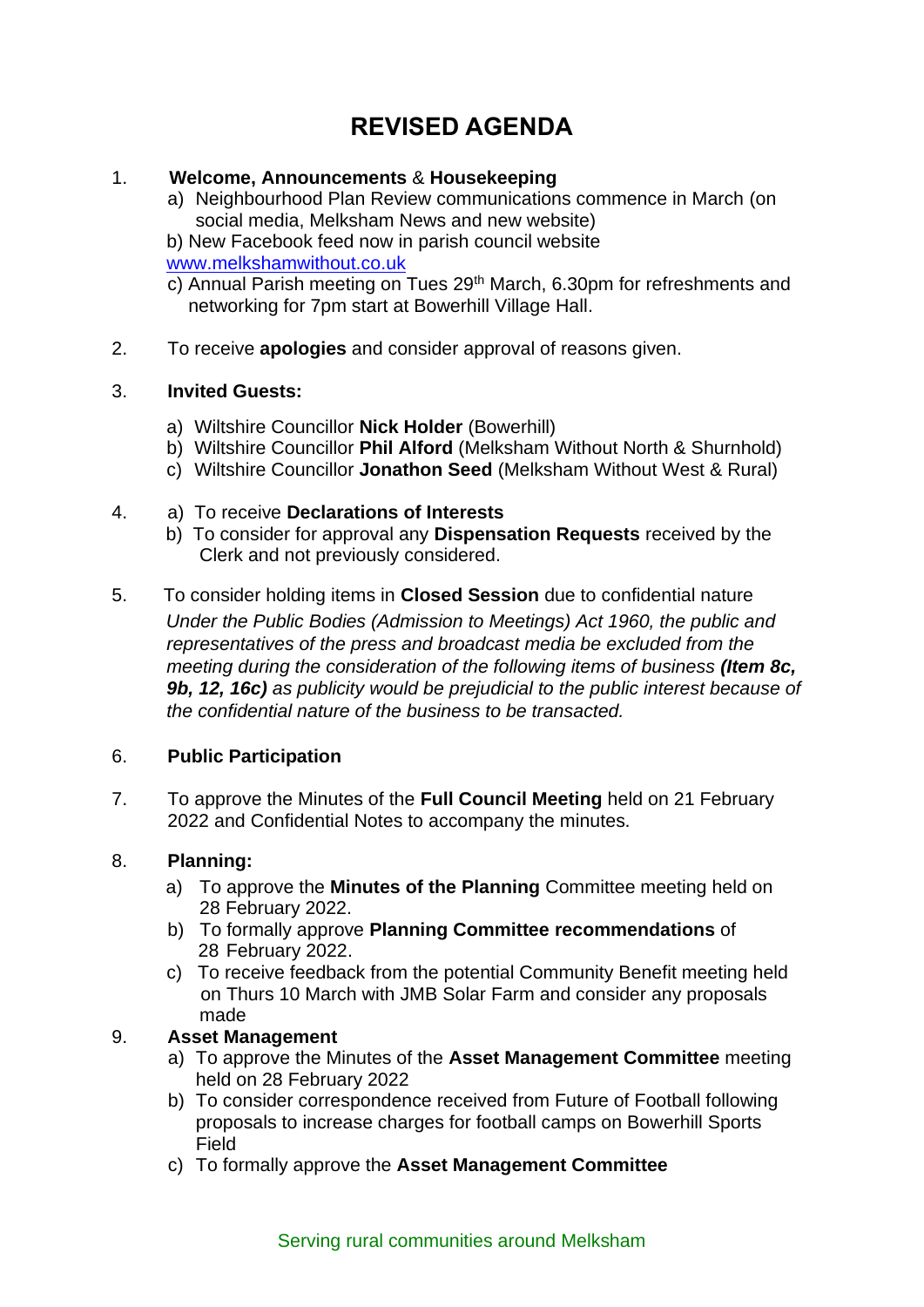# REVISED AGENDA

1. **Welcome, Announcements** & **Housekeeping**
   a) Neighbourhood Plan Review communications commence in March (on social media, Melksham News and new website)
   b) New Facebook feed now in parish council website www.melkshamwithout.co.uk
   c) Annual Parish meeting on Tues 29th March, 6.30pm for refreshments and networking for 7pm start at Bowerhill Village Hall.

2. To receive **apologies** and consider approval of reasons given.

3. **Invited Guests:**
   a) Wiltshire Councillor **Nick Holder** (Bowerhill)
   b) Wiltshire Councillor **Phil Alford** (Melksham Without North & Shurnhold)
   c) Wiltshire Councillor **Jonathon Seed** (Melksham Without West & Rural)

4. a) To receive **Declarations of Interests**
   b) To consider for approval any **Dispensation Requests** received by the Clerk and not previously considered.

5. To consider holding items in **Closed Session** due to confidential nature
   *Under the Public Bodies (Admission to Meetings) Act 1960, the public and representatives of the press and broadcast media be excluded from the meeting during the consideration of the following items of business* ***(Item 8c, 9b, 12, 16c)*** *as publicity would be prejudicial to the public interest because of the confidential nature of the business to be transacted.*

6. **Public Participation**

7. To approve the Minutes of the **Full Council Meeting** held on 21 February 2022 and Confidential Notes to accompany the minutes.

8. **Planning:**
   a) To approve the **Minutes of the Planning** Committee meeting held on 28 February 2022.
   b) To formally approve **Planning Committee recommendations** of 28 February 2022.
   c) To receive feedback from the potential Community Benefit meeting held on Thurs 10 March with JMB Solar Farm and consider any proposals made

9. **Asset Management**
   a) To approve the Minutes of the **Asset Management Committee** meeting held on 28 February 2022
   b) To consider correspondence received from Future of Football following proposals to increase charges for football camps on Bowerhill Sports Field
   c) To formally approve the **Asset Management Committee**

Serving rural communities around Melksham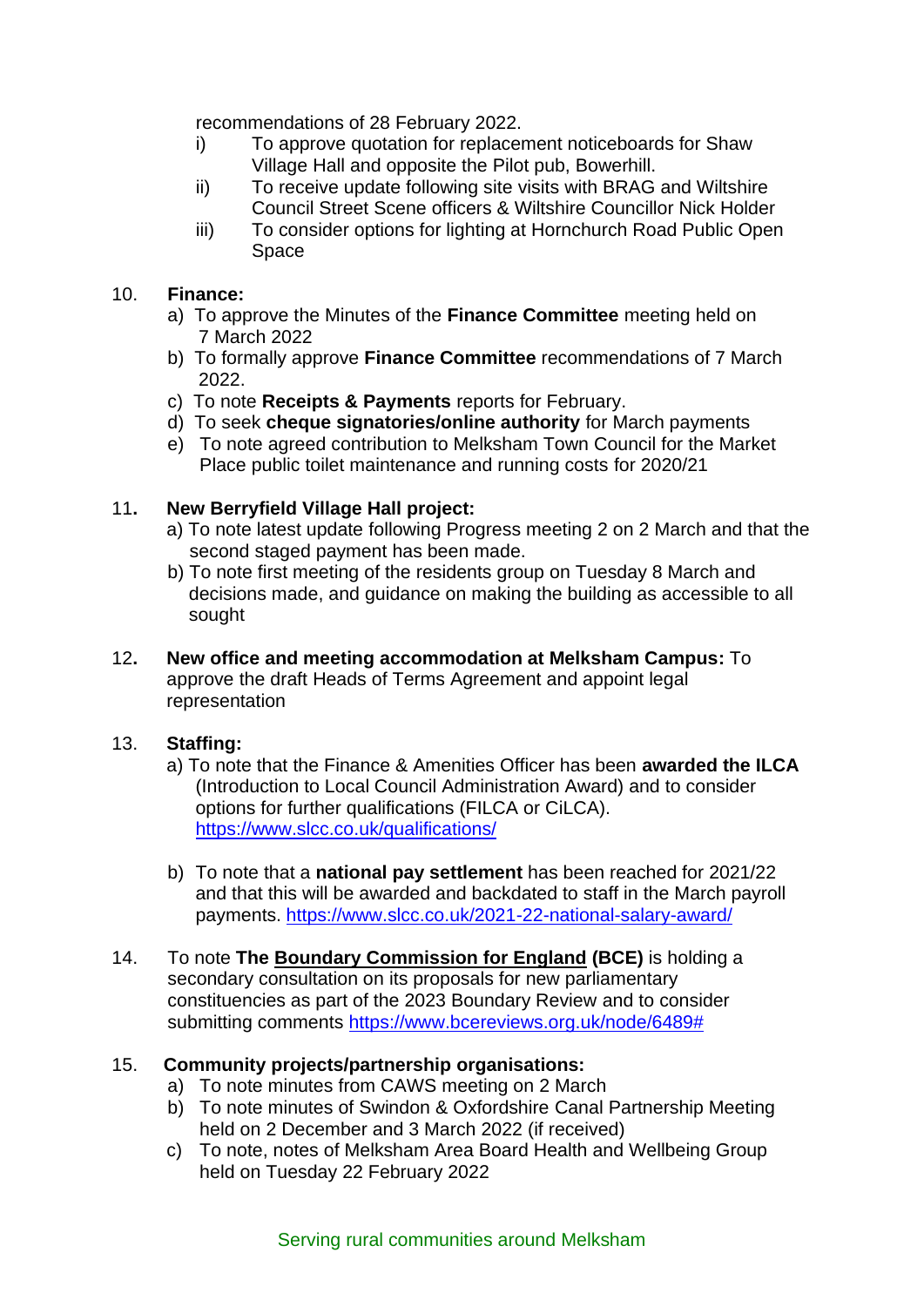recommendations of 28 February 2022.

i) To approve quotation for replacement noticeboards for Shaw Village Hall and opposite the Pilot pub, Bowerhill.
ii) To receive update following site visits with BRAG and Wiltshire Council Street Scene officers & Wiltshire Councillor Nick Holder
iii) To consider options for lighting at Hornchurch Road Public Open Space

10. **Finance:**
    a) To approve the Minutes of the **Finance Committee** meeting held on 7 March 2022
    b) To formally approve **Finance Committee** recommendations of 7 March 2022.
    c) To note **Receipts & Payments** reports for February.
    d) To seek **cheque signatories/online authority** for March payments
    e) To note agreed contribution to Melksham Town Council for the Market Place public toilet maintenance and running costs for 2020/21

11. **New Berryfield Village Hall project:**
    a) To note latest update following Progress meeting 2 on 2 March and that the second staged payment has been made.
    b) To note first meeting of the residents group on Tuesday 8 March and decisions made, and guidance on making the building as accessible to all sought

12. **New office and meeting accommodation at Melksham Campus:** To approve the draft Heads of Terms Agreement and appoint legal representation

13. **Staffing:**
    a) To note that the Finance & Amenities Officer has been **awarded the ILCA** (Introduction to Local Council Administration Award) and to consider options for further qualifications (FILCA or CiLCA). https://www.slcc.co.uk/qualifications/

    b) To note that a **national pay settlement** has been reached for 2021/22 and that this will be awarded and backdated to staff in the March payroll payments. https://www.slcc.co.uk/2021-22-national-salary-award/

14. To note **The Boundary Commission for England (BCE)** is holding a secondary consultation on its proposals for new parliamentary constituencies as part of the 2023 Boundary Review and to consider submitting comments https://www.bcereviews.org.uk/node/6489#

15. **Community projects/partnership organisations:**
    a) To note minutes from CAWS meeting on 2 March
    b) To note minutes of Swindon & Oxfordshire Canal Partnership Meeting held on 2 December and 3 March 2022 (if received)
    c) To note, notes of Melksham Area Board Health and Wellbeing Group held on Tuesday 22 February 2022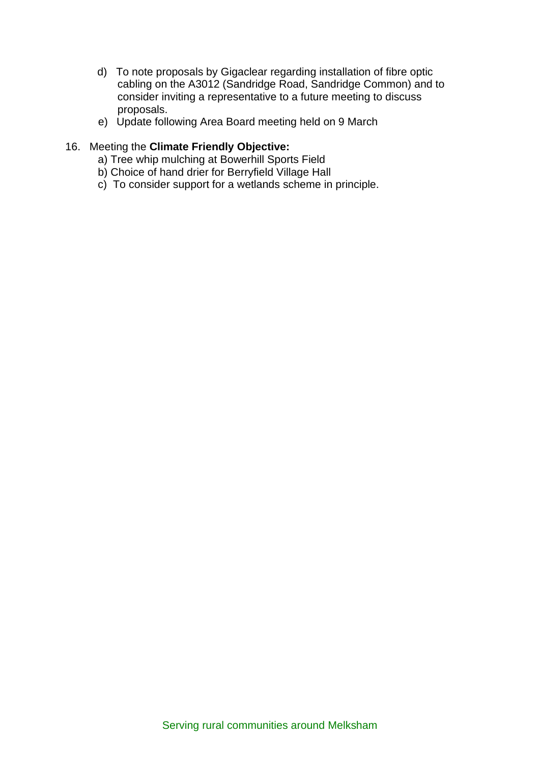d) To note proposals by Gigaclear regarding installation of fibre optic cabling on the A3012 (Sandridge Road, Sandridge Common) and to consider inviting a representative to a future meeting to discuss proposals.

e) Update following Area Board meeting held on 9 March

16. Meeting the **Climate Friendly Objective:**

    a) Tree whip mulching at Bowerhill Sports Field

    b) Choice of hand drier for Berryfield Village Hall

    c) To consider support for a wetlands scheme in principle.